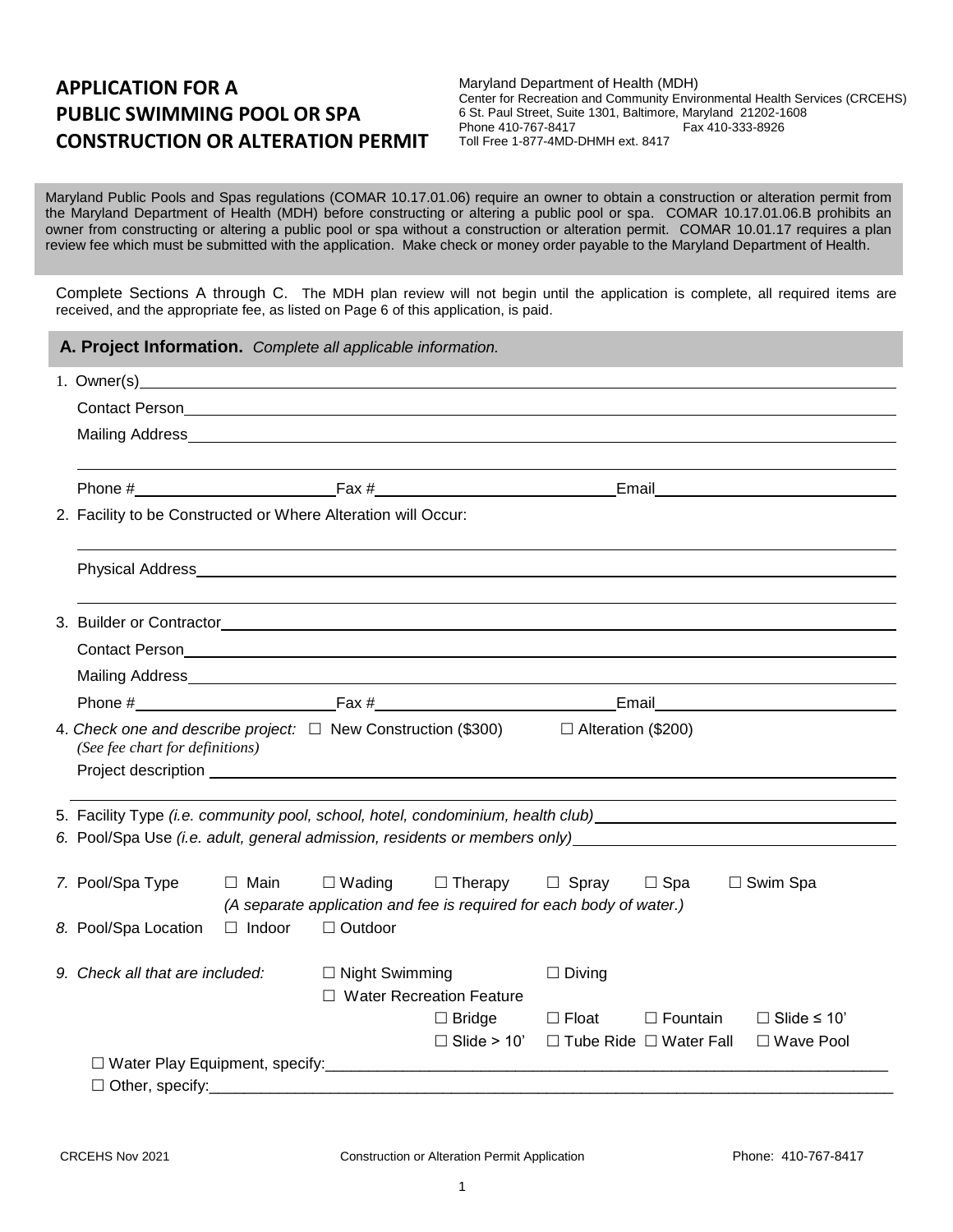# APPLICATION FOR A PUBLIC SWIMMING POOL OR SPA CONSTRUCTION OR ALTERATION PERMIT

Maryland Department of Health (MDH)
Center for Recreation and Community Environmental Health Services (CRCEHS)
6 St. Paul Street, Suite 1301, Baltimore, Maryland 21202-1608
Phone 410-767-8417 Fax 410-333-8926
Toll Free 1-877-4MD-DHMH ext. 8417

Maryland Public Pools and Spas regulations (COMAR 10.17.01.06) require an owner to obtain a construction or alteration permit from the Maryland Department of Health (MDH) before constructing or altering a public pool or spa. COMAR 10.17.01.06.B prohibits an owner from constructing or altering a public pool or spa without a construction or alteration permit. COMAR 10.01.17 requires a plan review fee which must be submitted with the application. Make check or money order payable to the Maryland Department of Health.

Complete Sections A through C. The MDH plan review will not begin until the application is complete, all required items are received, and the appropriate fee, as listed on Page 6 of this application, is paid.

## A. Project Information. *Complete all applicable information.*

1. Owner(s)\_\_\_\_\_\_\_\_\_\_\_\_\_\_\_\_\_\_\_\_

   Contact Person\_\_\_\_\_\_\_\_\_\_\_\_\_\_\_\_\_\_\_\_

   Mailing Address\_\_\_\_\_\_\_\_\_\_\_\_\_\_\_\_\_\_\_\_

   Phone #\_\_\_\_\_\_\_\_\_\_ Fax #\_\_\_\_\_\_\_\_\_\_ Email\_\_\_\_\_\_\_\_\_\_

2. Facility to be Constructed or Where Alteration will Occur:

   Physical Address\_\_\_\_\_\_\_\_\_\_\_\_\_\_\_\_\_\_\_\_

3. Builder or Contractor\_\_\_\_\_\_\_\_\_\_\_\_\_\_\_\_\_\_\_\_

   Contact Person\_\_\_\_\_\_\_\_\_\_\_\_\_\_\_\_\_\_\_\_

   Mailing Address\_\_\_\_\_\_\_\_\_\_\_\_\_\_\_\_\_\_\_\_

   Phone #\_\_\_\_\_\_\_\_\_\_ Fax #\_\_\_\_\_\_\_\_\_\_ Email\_\_\_\_\_\_\_\_\_\_

4. *Check one and describe project:* ☐ New Construction ($300) ☐ Alteration ($200)
   *(See fee chart for definitions)*

   Project description\_\_\_\_\_\_\_\_\_\_\_\_\_\_\_\_\_\_\_\_

5. Facility Type *(i.e. community pool, school, hotel, condominium, health club)*\_\_\_\_\_\_\_\_\_\_

6. Pool/Spa Use *(i.e. adult, general admission, residents or members only)*\_\_\_\_\_\_\_\_\_\_

7. Pool/Spa Type ☐ Main ☐ Wading ☐ Therapy ☐ Spray ☐ Spa ☐ Swim Spa
   *(A separate application and fee is required for each body of water.)*

8. Pool/Spa Location ☐ Indoor ☐ Outdoor

9. *Check all that are included:* ☐ Night Swimming ☐ Diving
   ☐ Water Recreation Feature
   ☐ Bridge ☐ Float ☐ Fountain ☐ Slide ≤ 10'
   ☐ Slide > 10' ☐ Tube Ride ☐ Water Fall ☐ Wave Pool

   ☐ Water Play Equipment, specify:\_\_\_\_\_\_\_\_\_\_\_\_\_\_\_\_\_\_\_\_

   ☐ Other, specify:\_\_\_\_\_\_\_\_\_\_\_\_\_\_\_\_\_\_\_\_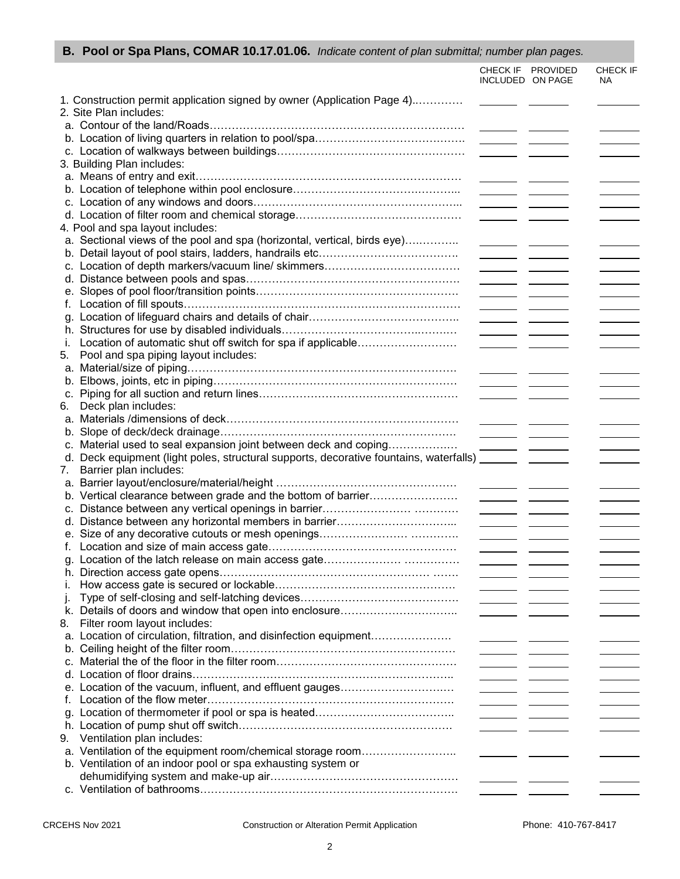## B. Pool or Spa Plans, COMAR 10.17.01.06. *Indicate content of plan submittal; number plan pages.*

| | CHECK IF INCLUDED | PROVIDED ON PAGE | CHECK IF NA |
|---|---|---|---|
| 1. Construction permit application signed by owner (Application Page 4)…………. | | | |
| 2. Site Plan includes: | | | |
| a. Contour of the land/Roads…………………………………………………………… | | | |
| b. Location of living quarters in relation to pool/spa……………………………………. | | | |
| c. Location of walkways between buildings…………………………………………… | | | |
| 3. Building Plan includes: | | | |
| a. Means of entry and exit……………………………………………………………… | | | |
| b. Location of telephone within pool enclosure……………………………………….. | | | |
| c. Location of any windows and doors……………………………………………….. | | | |
| d. Location of filter room and chemical storage……………………………………… | | | |
| 4. Pool and spa layout includes: | | | |
| a. Sectional views of the pool and spa (horizontal, vertical, birds eye)…………. | | | |
| b. Detail layout of pool stairs, ladders, handrails etc………………………………. | | | |
| c. Location of depth markers/vacuum line/ skimmers……………………………… | | | |
| d. Distance between pools and spas………………………………………………… | | | |
| e. Slopes of pool floor/transition points……………………………………………… | | | |
| f. Location of fill spouts………………………………………………………………… | | | |
| g. Location of lifeguard chairs and details of chair………………………………….. | | | |
| h. Structures for use by disabled individuals………………………………………… | | | |
| i. Location of automatic shut off switch for spa if applicable……………………… | | | |
| 5. Pool and spa piping layout includes: | | | |
| a. Material/size of piping………………………………………………………………. | | | |
| b. Elbows, joints, etc in piping………………………………………………………… | | | |
| c. Piping for all suction and return lines……………………………………………… | | | |
| 6. Deck plan includes: | | | |
| a. Materials /dimensions of deck……………………………………………………… | | | |
| b. Slope of deck/deck drainage………………………………………………………. | | | |
| c. Material used to seal expansion joint between deck and coping………………. | | | |
| d. Deck equipment (light poles, structural supports, decorative fountains, waterfalls) | | | |
| 7. Barrier plan includes: | | | |
| a. Barrier layout/enclosure/material/height ………………………………………… | | | |
| b. Vertical clearance between grade and the bottom of barrier…………………… | | | |
| c. Distance between any vertical openings in barrier……………………………… | | | |
| d. Distance between any horizontal members in barrier………………………….. | | | |
| e. Size of any decorative cutouts or mesh openings………………………………. | | | |
| f. Location and size of main access gate…………………………………………… | | | |
| g. Location of the latch release on main access gate……………………………… | | | |
| h. Direction access gate opens………………………………………………………. | | | |
| i. How access gate is secured or lockable…………………………………………. | | | |
| j. Type of self-closing and self-latching devices……………………………………. | | | |
| k. Details of doors and window that open into enclosure…………………………. | | | |
| 8. Filter room layout includes: | | | |
| a. Location of circulation, filtration, and disinfection equipment…………………. | | | |
| b. Ceiling height of the filter room……………………………………………………. | | | |
| c. Material the of the floor in the filter room………………………………………… | | | |
| d. Location of floor drains……………………………………………………………… | | | |
| e. Location of the vacuum, influent, and effluent gauges…………………………. | | | |
| f. Location of the flow meter…………………………………………………………. | | | |
| g. Location of thermometer if pool or spa is heated……………………………….. | | | |
| h. Location of pump shut off switch…………………………………………………. | | | |
| 9. Ventilation plan includes: | | | |
| a. Ventilation of the equipment room/chemical storage room…………………….. | | | |
| b. Ventilation of an indoor pool or spa exhausting system or dehumidifying system and make-up air…………………………………………… | | | |
| c. Ventilation of bathrooms…………………………………………………………… | | | |

CRCEHS Nov 2021 Construction or Alteration Permit Application Phone: 410-767-8417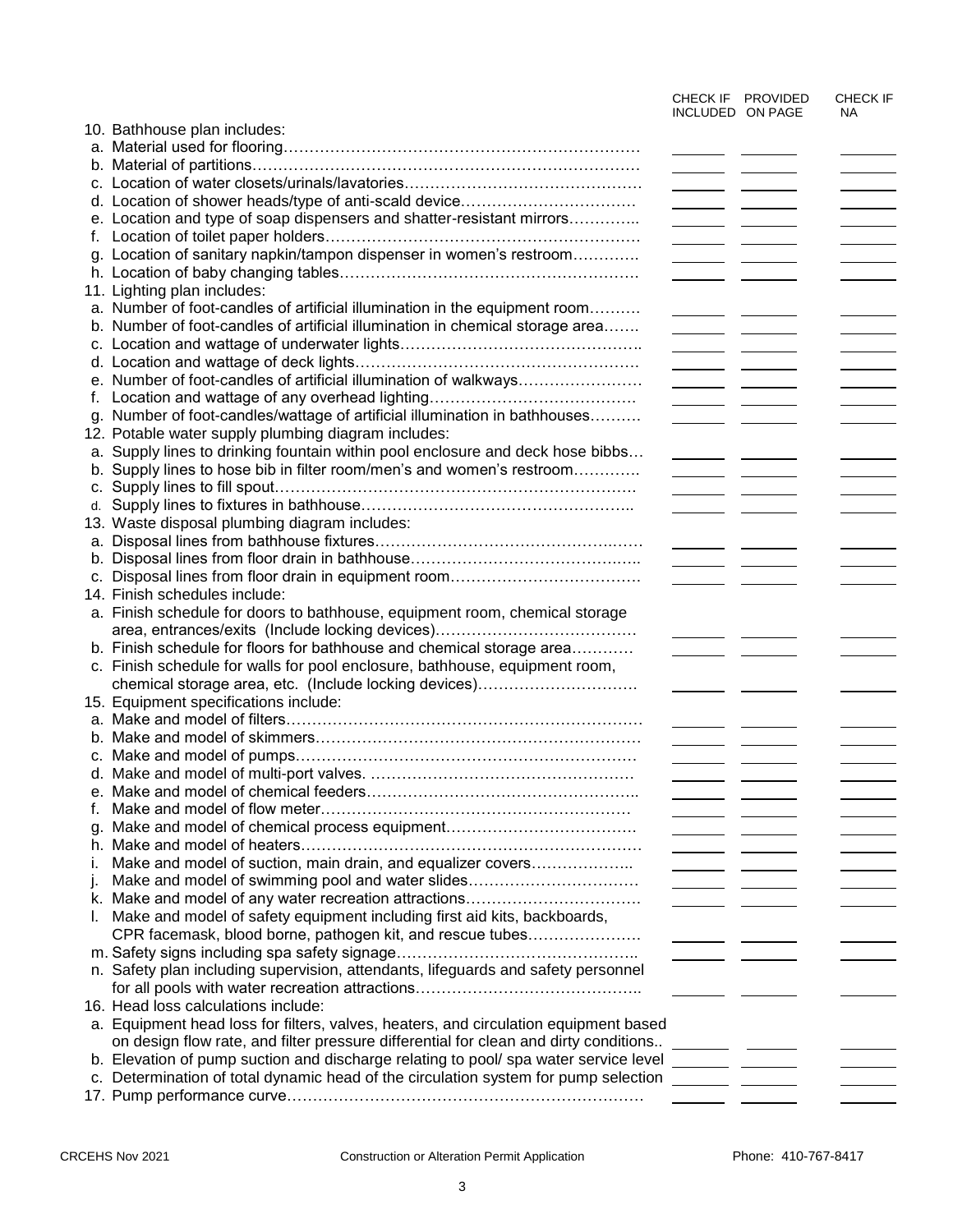| | CHECK IF INCLUDED | PROVIDED ON PAGE | CHECK IF NA |
|---|---|---|---|
| 10. Bathhouse plan includes: | | | |
| a. Material used for flooring………………………………………………………… | | | |
| b. Material of partitions………………………………………………………………… | | | |
| c. Location of water closets/urinals/lavatories……………………………………… | | | |
| d. Location of shower heads/type of anti-scald device…………………………… | | | |
| e. Location and type of soap dispensers and shatter-resistant mirrors………….. | | | |
| f. Location of toilet paper holders…………………………………………………… | | | |
| g. Location of sanitary napkin/tampon dispenser in women's restroom…………. | | | |
| h. Location of baby changing tables………………………………………………… | | | |
| 11. Lighting plan includes: | | | |
| a. Number of foot-candles of artificial illumination in the equipment room………. | | | |
| b. Number of foot-candles of artificial illumination in chemical storage area……. | | | |
| c. Location and wattage of underwater lights……………………………………….. | | | |
| d. Location and wattage of deck lights………………………………………………. | | | |
| e. Number of foot-candles of artificial illumination of walkways…………………… | | | |
| f. Location and wattage of any overhead lighting…………………………………. | | | |
| g. Number of foot-candles/wattage of artificial illumination in bathhouses………. | | | |
| 12. Potable water supply plumbing diagram includes: | | | |
| a. Supply lines to drinking fountain within pool enclosure and deck hose bibbs… | | | |
| b. Supply lines to hose bib in filter room/men's and women's restroom…………. | | | |
| c. Supply lines to fill spout…………………………………………………………… | | | |
| d. Supply lines to fixtures in bathhouse…………………………………………….. | | | |
| 13. Waste disposal plumbing diagram includes: | | | |
| a. Disposal lines from bathhouse fixtures…………………………………………… | | | |
| b. Disposal lines from floor drain in bathhouse…………………………………….. | | | |
| c. Disposal lines from floor drain in equipment room………………………………. | | | |
| 14. Finish schedules include: | | | |
| a. Finish schedule for doors to bathhouse, equipment room, chemical storage area, entrances/exits (Include locking devices)………………………………… | | | |
| b. Finish schedule for floors for bathhouse and chemical storage area………… | | | |
| c. Finish schedule for walls for pool enclosure, bathhouse, equipment room, chemical storage area, etc. (Include locking devices)…………………………. | | | |
| 15. Equipment specifications include: | | | |
| a. Make and model of filters…………………………………………………………… | | | |
| b. Make and model of skimmers……………………………………………………… | | | |
| c. Make and model of pumps………………………………………………………… | | | |
| d. Make and model of multi-port valves. ……………………………………………. | | | |
| e. Make and model of chemical feeders…………………………………………….. | | | |
| f. Make and model of flow meter……………………………………………………. | | | |
| g. Make and model of chemical process equipment………………………………. | | | |
| h. Make and model of heaters………………………………………………………… | | | |
| i. Make and model of suction, main drain, and equalizer covers……………….. | | | |
| j. Make and model of swimming pool and water slides…………………………… | | | |
| k. Make and model of any water recreation attractions……………………………. | | | |
| l. Make and model of safety equipment including first aid kits, backboards, CPR facemask, blood borne, pathogen kit, and rescue tubes…………………. | | | |
| m. Safety signs including spa safety signage……………………………………….. | | | |
| n. Safety plan including supervision, attendants, lifeguards and safety personnel for all pools with water recreation attractions…………………………………….. | | | |
| 16. Head loss calculations include: | | | |
| a. Equipment head loss for filters, valves, heaters, and circulation equipment based on design flow rate, and filter pressure differential for clean and dirty conditions.. | | | |
| b. Elevation of pump suction and discharge relating to pool/ spa water service level | | | |
| c. Determination of total dynamic head of the circulation system for pump selection | | | |
| 17. Pump performance curve……………………………………………………………… | | | |

CRCEHS Nov 2021 Construction or Alteration Permit Application Phone: 410-767-8417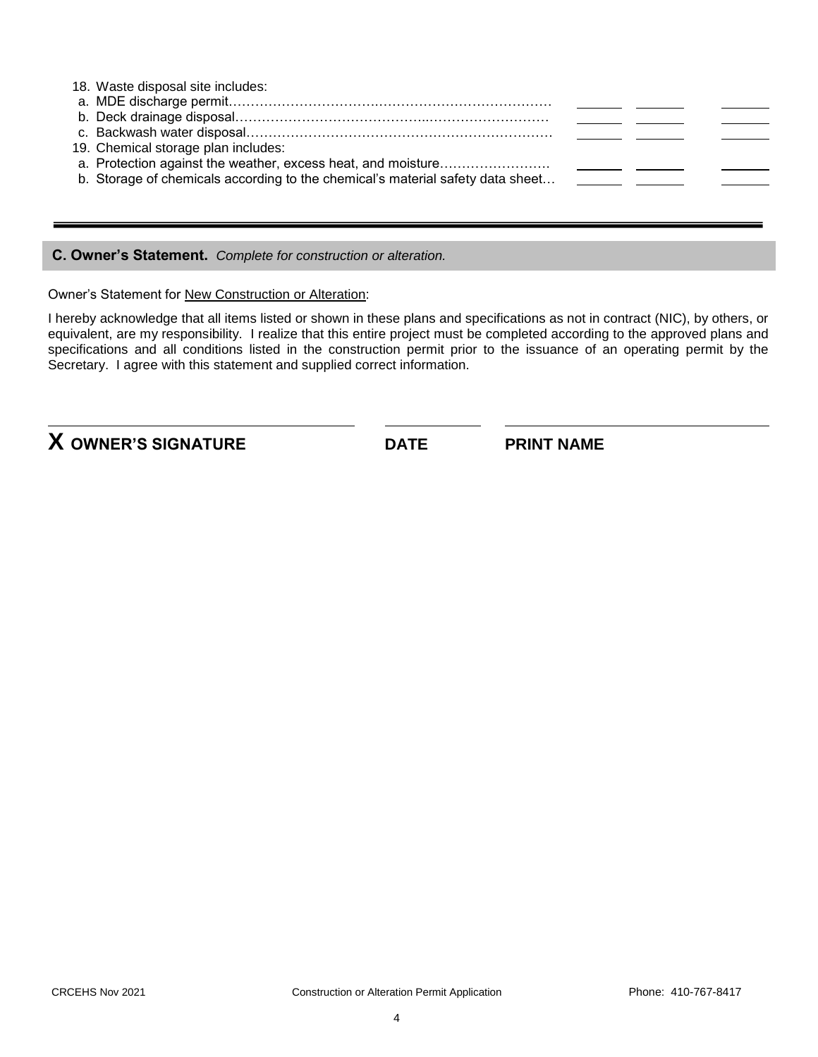18. Waste disposal site includes:
    - a. MDE discharge permit……………………………………………………………… \_\_\_\_\_\_ \_\_\_\_\_\_ \_\_\_\_\_\_
    - b. Deck drainage disposal……………………………………………………………… \_\_\_\_\_\_ \_\_\_\_\_\_ \_\_\_\_\_\_
    - c. Backwash water disposal…………………………………………………………… \_\_\_\_\_\_ \_\_\_\_\_\_ \_\_\_\_\_\_
19. Chemical storage plan includes:
    - a. Protection against the weather, excess heat, and moisture……………………. \_\_\_\_\_\_ \_\_\_\_\_\_ \_\_\_\_\_\_
    - b. Storage of chemicals according to the chemical's material safety data sheet… \_\_\_\_\_\_ \_\_\_\_\_\_ \_\_\_\_\_\_

---

## C. Owner's Statement. *Complete for construction or alteration.*

Owner's Statement for New Construction or Alteration:

I hereby acknowledge that all items listed or shown in these plans and specifications as not in contract (NIC), by others, or equivalent, are my responsibility. I realize that this entire project must be completed according to the approved plans and specifications and all conditions listed in the construction permit prior to the issuance of an operating permit by the Secretary. I agree with this statement and supplied correct information.

| **X OWNER'S SIGNATURE** | **DATE** | **PRINT NAME** |
|---|---|---|

CRCEHS Nov 2021 Construction or Alteration Permit Application Phone: 410-767-8417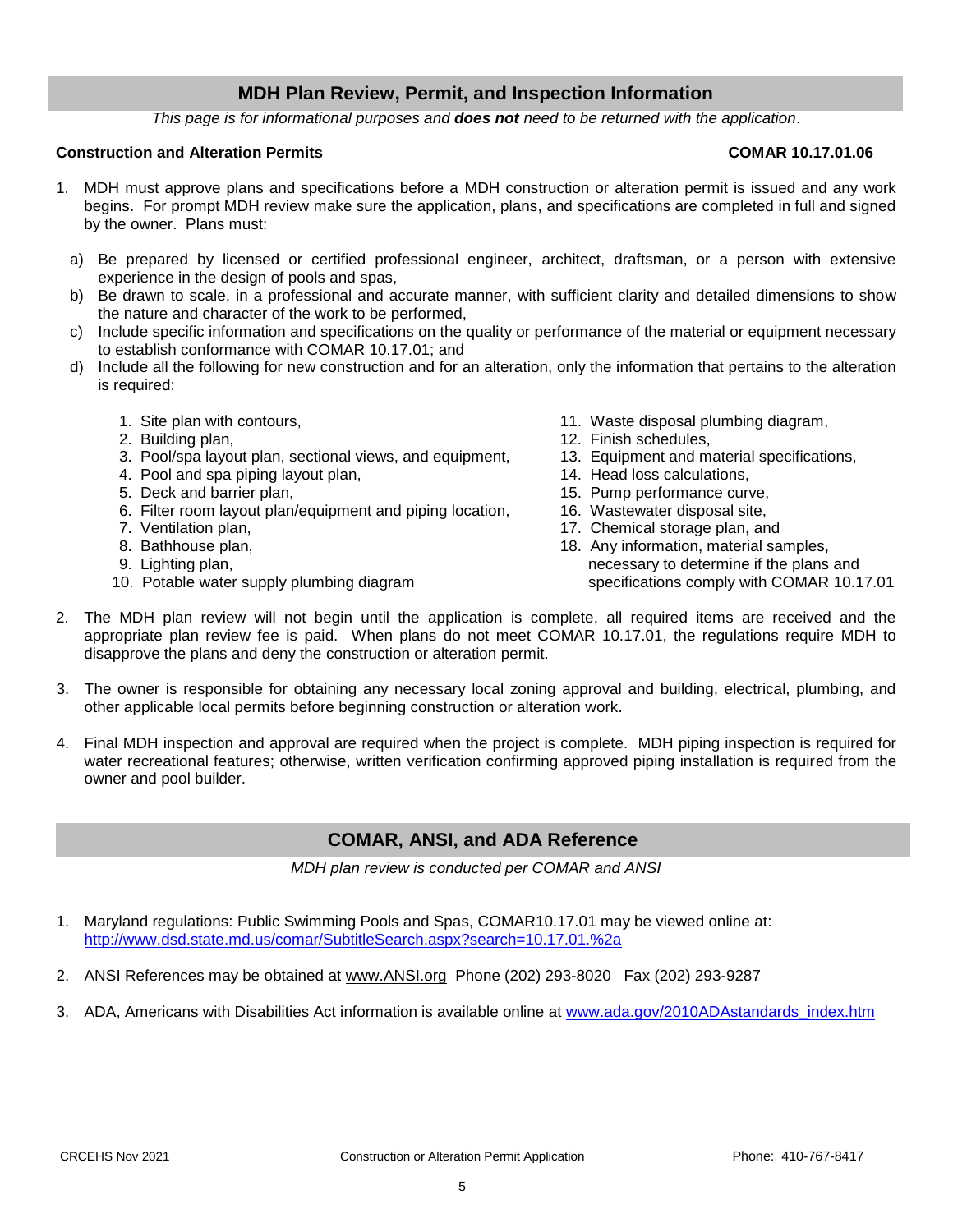## MDH Plan Review, Permit, and Inspection Information

*This page is for informational purposes and **does not** need to be returned with the application*.

**Construction and Alteration Permits** **COMAR 10.17.01.06**

1. MDH must approve plans and specifications before a MDH construction or alteration permit is issued and any work begins. For prompt MDH review make sure the application, plans, and specifications are completed in full and signed by the owner. Plans must:

   a) Be prepared by licensed or certified professional engineer, architect, draftsman, or a person with extensive experience in the design of pools and spas,

   b) Be drawn to scale, in a professional and accurate manner, with sufficient clarity and detailed dimensions to show the nature and character of the work to be performed,

   c) Include specific information and specifications on the quality or performance of the material or equipment necessary to establish conformance with COMAR 10.17.01; and

   d) Include all the following for new construction and for an alteration, only the information that pertains to the alteration is required:

      1. Site plan with contours,
      2. Building plan,
      3. Pool/spa layout plan, sectional views, and equipment,
      4. Pool and spa piping layout plan,
      5. Deck and barrier plan,
      6. Filter room layout plan/equipment and piping location,
      7. Ventilation plan,
      8. Bathhouse plan,
      9. Lighting plan,
      10. Potable water supply plumbing diagram
      11. Waste disposal plumbing diagram,
      12. Finish schedules,
      13. Equipment and material specifications,
      14. Head loss calculations,
      15. Pump performance curve,
      16. Wastewater disposal site,
      17. Chemical storage plan, and
      18. Any information, material samples, necessary to determine if the plans and specifications comply with COMAR 10.17.01

2. The MDH plan review will not begin until the application is complete, all required items are received and the appropriate plan review fee is paid. When plans do not meet COMAR 10.17.01, the regulations require MDH to disapprove the plans and deny the construction or alteration permit.

3. The owner is responsible for obtaining any necessary local zoning approval and building, electrical, plumbing, and other applicable local permits before beginning construction or alteration work.

4. Final MDH inspection and approval are required when the project is complete. MDH piping inspection is required for water recreational features; otherwise, written verification confirming approved piping installation is required from the owner and pool builder.

## COMAR, ANSI, and ADA Reference

*MDH plan review is conducted per COMAR and ANSI*

1. Maryland regulations: Public Swimming Pools and Spas, COMAR10.17.01 may be viewed online at: http://www.dsd.state.md.us/comar/SubtitleSearch.aspx?search=10.17.01.%2a

2. ANSI References may be obtained at www.ANSI.org Phone (202) 293-8020 Fax (202) 293-9287

3. ADA, Americans with Disabilities Act information is available online at www.ada.gov/2010ADAstandards_index.htm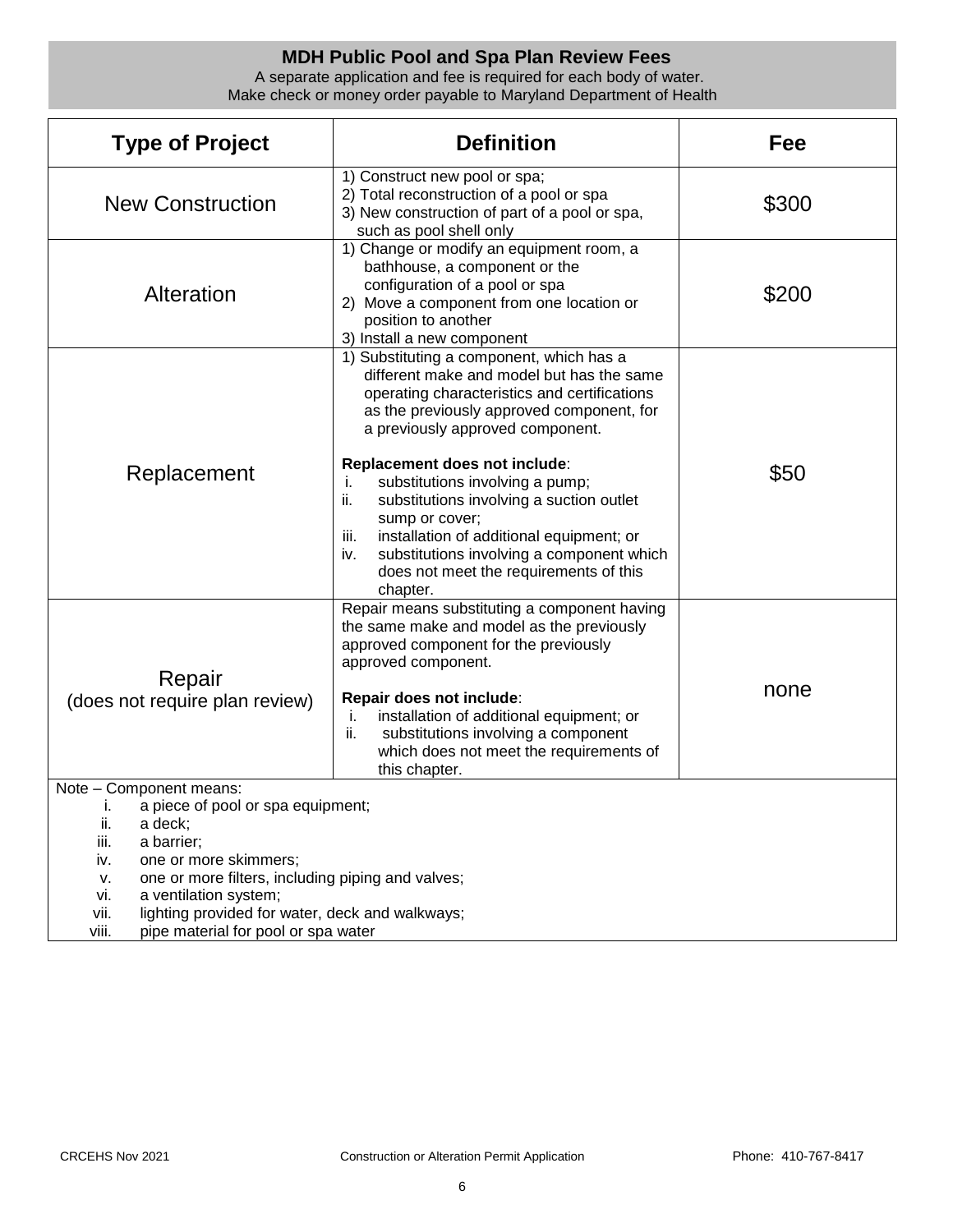## MDH Public Pool and Spa Plan Review Fees

A separate application and fee is required for each body of water.
Make check or money order payable to Maryland Department of Health

| Type of Project | Definition | Fee |
|---|---|---|
| New Construction | 1) Construct new pool or spa;<br>2) Total reconstruction of a pool or spa<br>3) New construction of part of a pool or spa, such as pool shell only | $300 |
| Alteration | 1) Change or modify an equipment room, a bathhouse, a component or the configuration of a pool or spa<br>2) Move a component from one location or position to another<br>3) Install a new component | $200 |
| Replacement | 1) Substituting a component, which has a different make and model but has the same operating characteristics and certifications as the previously approved component, for a previously approved component.<br><br>**Replacement does not include**:<br>i. substitutions involving a pump;<br>ii. substitutions involving a suction outlet sump or cover;<br>iii. installation of additional equipment; or<br>iv. substitutions involving a component which does not meet the requirements of this chapter. | $50 |
| Repair<br>(does not require plan review) | Repair means substituting a component having the same make and model as the previously approved component for the previously approved component.<br><br>**Repair does not include**:<br>i. installation of additional equipment; or<br>ii. substitutions involving a component which does not meet the requirements of this chapter. | none |

Note – Component means:

i. a piece of pool or spa equipment;
ii. a deck;
iii. a barrier;
iv. one or more skimmers;
v. one or more filters, including piping and valves;
vi. a ventilation system;
vii. lighting provided for water, deck and walkways;
viii. pipe material for pool or spa water